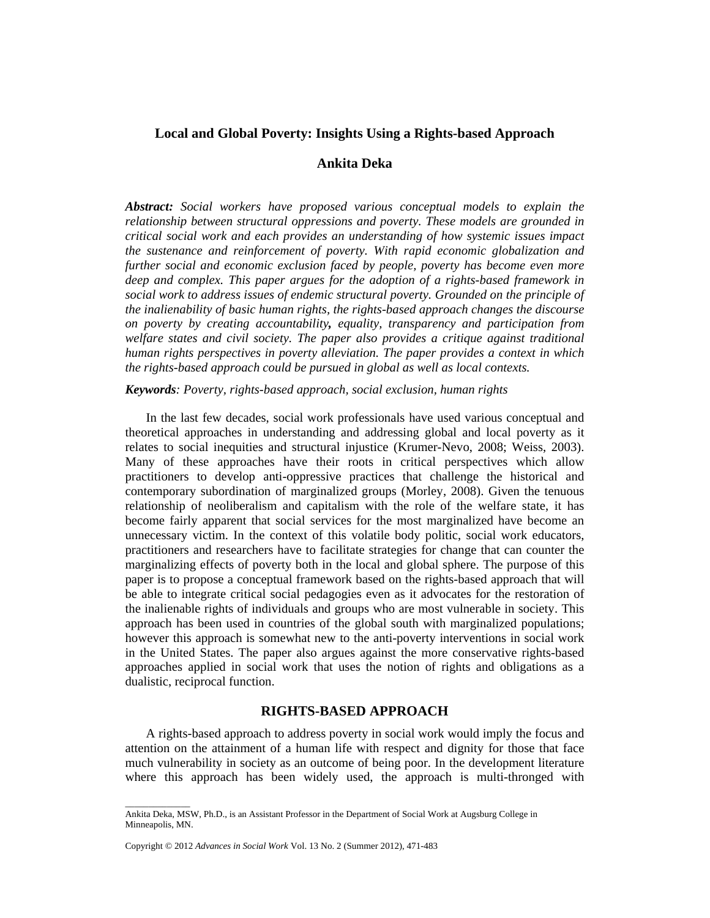# Local and Global Poverty: Insights Using a Rights-based Approach

**Ankita Deka**

***Abstract:*** *Social workers have proposed various conceptual models to explain the relationship between structural oppressions and poverty. These models are grounded in critical social work and each provides an understanding of how systemic issues impact the sustenance and reinforcement of poverty. With rapid economic globalization and further social and economic exclusion faced by people, poverty has become even more deep and complex. This paper argues for the adoption of a rights-based framework in social work to address issues of endemic structural poverty. Grounded on the principle of the inalienability of basic human rights, the rights-based approach changes the discourse on poverty by creating accountability**,** equality, transparency and participation from welfare states and civil society. The paper also provides a critique against traditional human rights perspectives in poverty alleviation. The paper provides a context in which the rights-based approach could be pursued in global as well as local contexts.*

***Keywords****: Poverty, rights-based approach, social exclusion, human rights*

In the last few decades, social work professionals have used various conceptual and theoretical approaches in understanding and addressing global and local poverty as it relates to social inequities and structural injustice (Krumer-Nevo, 2008; Weiss, 2003). Many of these approaches have their roots in critical perspectives which allow practitioners to develop anti-oppressive practices that challenge the historical and contemporary subordination of marginalized groups (Morley, 2008). Given the tenuous relationship of neoliberalism and capitalism with the role of the welfare state, it has become fairly apparent that social services for the most marginalized have become an unnecessary victim. In the context of this volatile body politic, social work educators, practitioners and researchers have to facilitate strategies for change that can counter the marginalizing effects of poverty both in the local and global sphere. The purpose of this paper is to propose a conceptual framework based on the rights-based approach that will be able to integrate critical social pedagogies even as it advocates for the restoration of the inalienable rights of individuals and groups who are most vulnerable in society. This approach has been used in countries of the global south with marginalized populations; however this approach is somewhat new to the anti-poverty interventions in social work in the United States. The paper also argues against the more conservative rights-based approaches applied in social work that uses the notion of rights and obligations as a dualistic, reciprocal function.

## RIGHTS-BASED APPROACH

A rights-based approach to address poverty in social work would imply the focus and attention on the attainment of a human life with respect and dignity for those that face much vulnerability in society as an outcome of being poor. In the development literature where this approach has been widely used, the approach is multi-thronged with

Ankita Deka, MSW, Ph.D., is an Assistant Professor in the Department of Social Work at Augsburg College in Minneapolis, MN.

Copyright © 2012 *Advances in Social Work* Vol. 13 No. 2 (Summer 2012), 471-483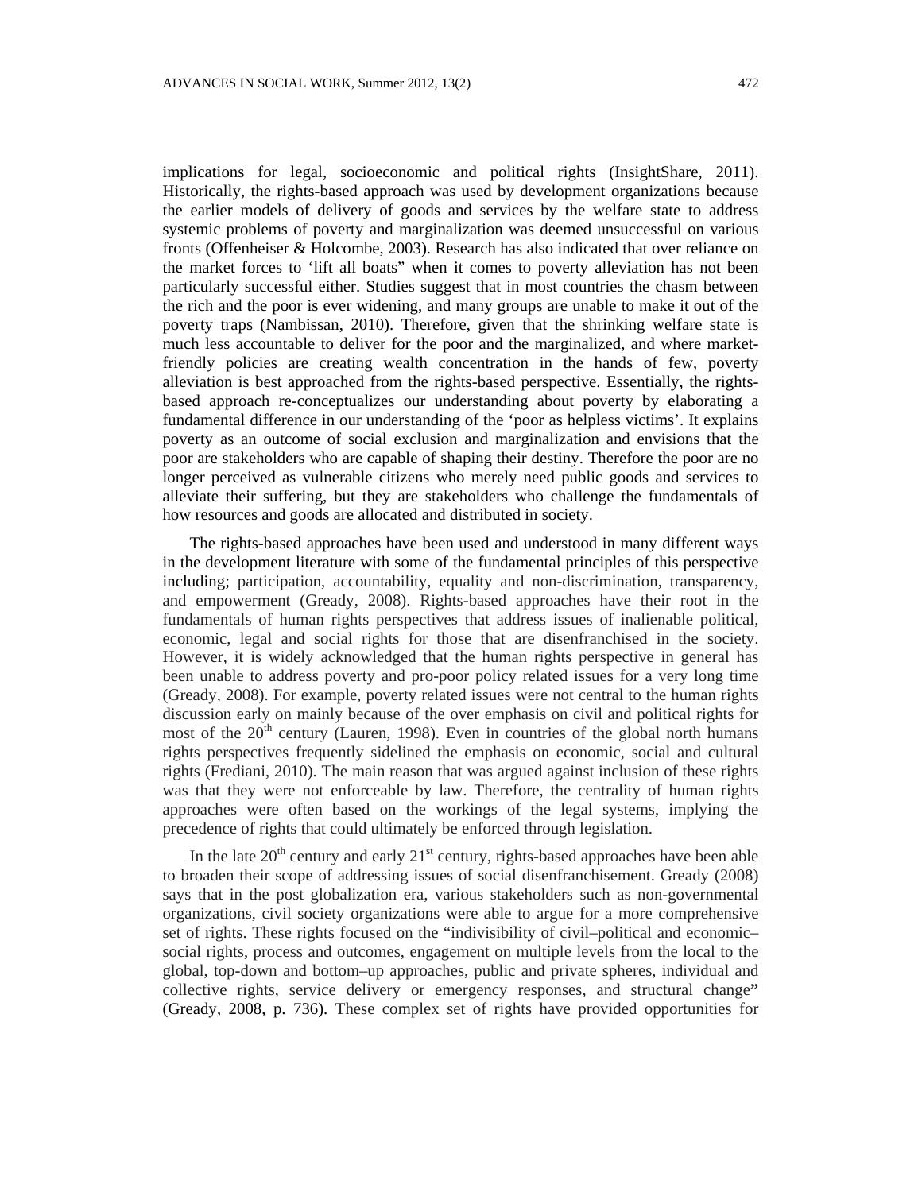implications for legal, socioeconomic and political rights (InsightShare, 2011). Historically, the rights-based approach was used by development organizations because the earlier models of delivery of goods and services by the welfare state to address systemic problems of poverty and marginalization was deemed unsuccessful on various fronts (Offenheiser & Holcombe, 2003). Research has also indicated that over reliance on the market forces to 'lift all boats" when it comes to poverty alleviation has not been particularly successful either. Studies suggest that in most countries the chasm between the rich and the poor is ever widening, and many groups are unable to make it out of the poverty traps (Nambissan, 2010). Therefore, given that the shrinking welfare state is much less accountable to deliver for the poor and the marginalized, and where market-friendly policies are creating wealth concentration in the hands of few, poverty alleviation is best approached from the rights-based perspective. Essentially, the rights-based approach re-conceptualizes our understanding about poverty by elaborating a fundamental difference in our understanding of the 'poor as helpless victims'. It explains poverty as an outcome of social exclusion and marginalization and envisions that the poor are stakeholders who are capable of shaping their destiny. Therefore the poor are no longer perceived as vulnerable citizens who merely need public goods and services to alleviate their suffering, but they are stakeholders who challenge the fundamentals of how resources and goods are allocated and distributed in society.

The rights-based approaches have been used and understood in many different ways in the development literature with some of the fundamental principles of this perspective including; participation, accountability, equality and non-discrimination, transparency, and empowerment (Gready, 2008). Rights-based approaches have their root in the fundamentals of human rights perspectives that address issues of inalienable political, economic, legal and social rights for those that are disenfranchised in the society. However, it is widely acknowledged that the human rights perspective in general has been unable to address poverty and pro-poor policy related issues for a very long time (Gready, 2008). For example, poverty related issues were not central to the human rights discussion early on mainly because of the over emphasis on civil and political rights for most of the 20th century (Lauren, 1998). Even in countries of the global north humans rights perspectives frequently sidelined the emphasis on economic, social and cultural rights (Frediani, 2010). The main reason that was argued against inclusion of these rights was that they were not enforceable by law. Therefore, the centrality of human rights approaches were often based on the workings of the legal systems, implying the precedence of rights that could ultimately be enforced through legislation.

In the late 20th century and early 21st century, rights-based approaches have been able to broaden their scope of addressing issues of social disenfranchisement. Gready (2008) says that in the post globalization era, various stakeholders such as non-governmental organizations, civil society organizations were able to argue for a more comprehensive set of rights. These rights focused on the "indivisibility of civil–political and economic–social rights, process and outcomes, engagement on multiple levels from the local to the global, top-down and bottom–up approaches, public and private spheres, individual and collective rights, service delivery or emergency responses, and structural change**"** (Gready, 2008, p. 736). These complex set of rights have provided opportunities for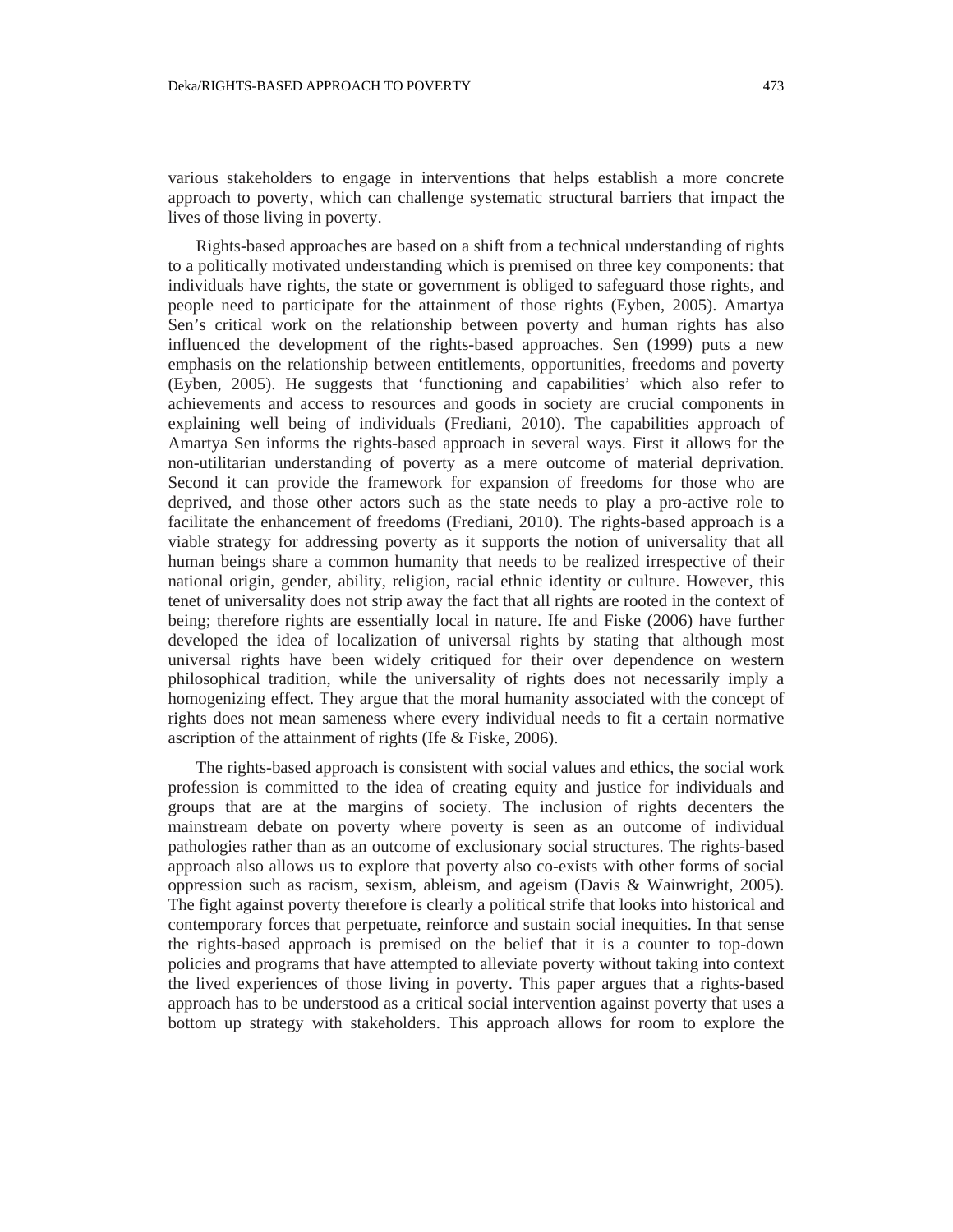various stakeholders to engage in interventions that helps establish a more concrete approach to poverty, which can challenge systematic structural barriers that impact the lives of those living in poverty.

Rights-based approaches are based on a shift from a technical understanding of rights to a politically motivated understanding which is premised on three key components: that individuals have rights, the state or government is obliged to safeguard those rights, and people need to participate for the attainment of those rights (Eyben, 2005). Amartya Sen's critical work on the relationship between poverty and human rights has also influenced the development of the rights-based approaches. Sen (1999) puts a new emphasis on the relationship between entitlements, opportunities, freedoms and poverty (Eyben, 2005). He suggests that 'functioning and capabilities' which also refer to achievements and access to resources and goods in society are crucial components in explaining well being of individuals (Frediani, 2010). The capabilities approach of Amartya Sen informs the rights-based approach in several ways. First it allows for the non-utilitarian understanding of poverty as a mere outcome of material deprivation. Second it can provide the framework for expansion of freedoms for those who are deprived, and those other actors such as the state needs to play a pro-active role to facilitate the enhancement of freedoms (Frediani, 2010). The rights-based approach is a viable strategy for addressing poverty as it supports the notion of universality that all human beings share a common humanity that needs to be realized irrespective of their national origin, gender, ability, religion, racial ethnic identity or culture. However, this tenet of universality does not strip away the fact that all rights are rooted in the context of being; therefore rights are essentially local in nature. Ife and Fiske (2006) have further developed the idea of localization of universal rights by stating that although most universal rights have been widely critiqued for their over dependence on western philosophical tradition, while the universality of rights does not necessarily imply a homogenizing effect. They argue that the moral humanity associated with the concept of rights does not mean sameness where every individual needs to fit a certain normative ascription of the attainment of rights (Ife & Fiske, 2006).

The rights-based approach is consistent with social values and ethics, the social work profession is committed to the idea of creating equity and justice for individuals and groups that are at the margins of society. The inclusion of rights decenters the mainstream debate on poverty where poverty is seen as an outcome of individual pathologies rather than as an outcome of exclusionary social structures. The rights-based approach also allows us to explore that poverty also co-exists with other forms of social oppression such as racism, sexism, ableism, and ageism (Davis & Wainwright, 2005). The fight against poverty therefore is clearly a political strife that looks into historical and contemporary forces that perpetuate, reinforce and sustain social inequities. In that sense the rights-based approach is premised on the belief that it is a counter to top-down policies and programs that have attempted to alleviate poverty without taking into context the lived experiences of those living in poverty. This paper argues that a rights-based approach has to be understood as a critical social intervention against poverty that uses a bottom up strategy with stakeholders. This approach allows for room to explore the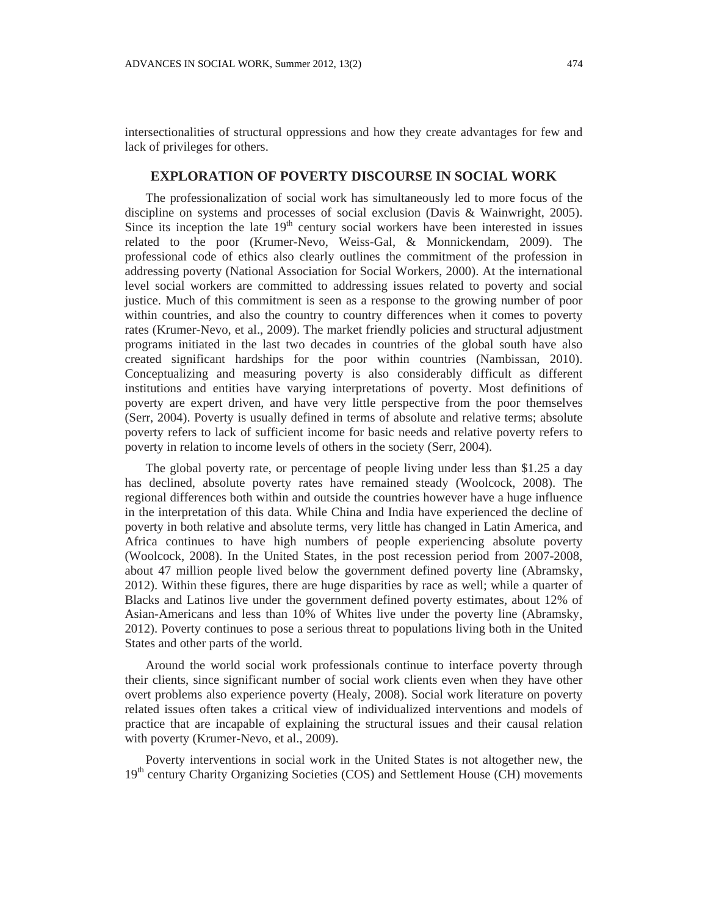intersectionalities of structural oppressions and how they create advantages for few and lack of privileges for others.

## EXPLORATION OF POVERTY DISCOURSE IN SOCIAL WORK

The professionalization of social work has simultaneously led to more focus of the discipline on systems and processes of social exclusion (Davis & Wainwright, 2005). Since its inception the late 19th century social workers have been interested in issues related to the poor (Krumer-Nevo, Weiss-Gal, & Monnickendam, 2009). The professional code of ethics also clearly outlines the commitment of the profession in addressing poverty (National Association for Social Workers, 2000). At the international level social workers are committed to addressing issues related to poverty and social justice. Much of this commitment is seen as a response to the growing number of poor within countries, and also the country to country differences when it comes to poverty rates (Krumer-Nevo, et al., 2009). The market friendly policies and structural adjustment programs initiated in the last two decades in countries of the global south have also created significant hardships for the poor within countries (Nambissan, 2010). Conceptualizing and measuring poverty is also considerably difficult as different institutions and entities have varying interpretations of poverty. Most definitions of poverty are expert driven, and have very little perspective from the poor themselves (Serr, 2004). Poverty is usually defined in terms of absolute and relative terms; absolute poverty refers to lack of sufficient income for basic needs and relative poverty refers to poverty in relation to income levels of others in the society (Serr, 2004).

The global poverty rate, or percentage of people living under less than $1.25 a day has declined, absolute poverty rates have remained steady (Woolcock, 2008). The regional differences both within and outside the countries however have a huge influence in the interpretation of this data. While China and India have experienced the decline of poverty in both relative and absolute terms, very little has changed in Latin America, and Africa continues to have high numbers of people experiencing absolute poverty (Woolcock, 2008). In the United States, in the post recession period from 2007-2008, about 47 million people lived below the government defined poverty line (Abramsky, 2012). Within these figures, there are huge disparities by race as well; while a quarter of Blacks and Latinos live under the government defined poverty estimates, about 12% of Asian-Americans and less than 10% of Whites live under the poverty line (Abramsky, 2012). Poverty continues to pose a serious threat to populations living both in the United States and other parts of the world.

Around the world social work professionals continue to interface poverty through their clients, since significant number of social work clients even when they have other overt problems also experience poverty (Healy, 2008). Social work literature on poverty related issues often takes a critical view of individualized interventions and models of practice that are incapable of explaining the structural issues and their causal relation with poverty (Krumer-Nevo, et al., 2009).

Poverty interventions in social work in the United States is not altogether new, the 19th century Charity Organizing Societies (COS) and Settlement House (CH) movements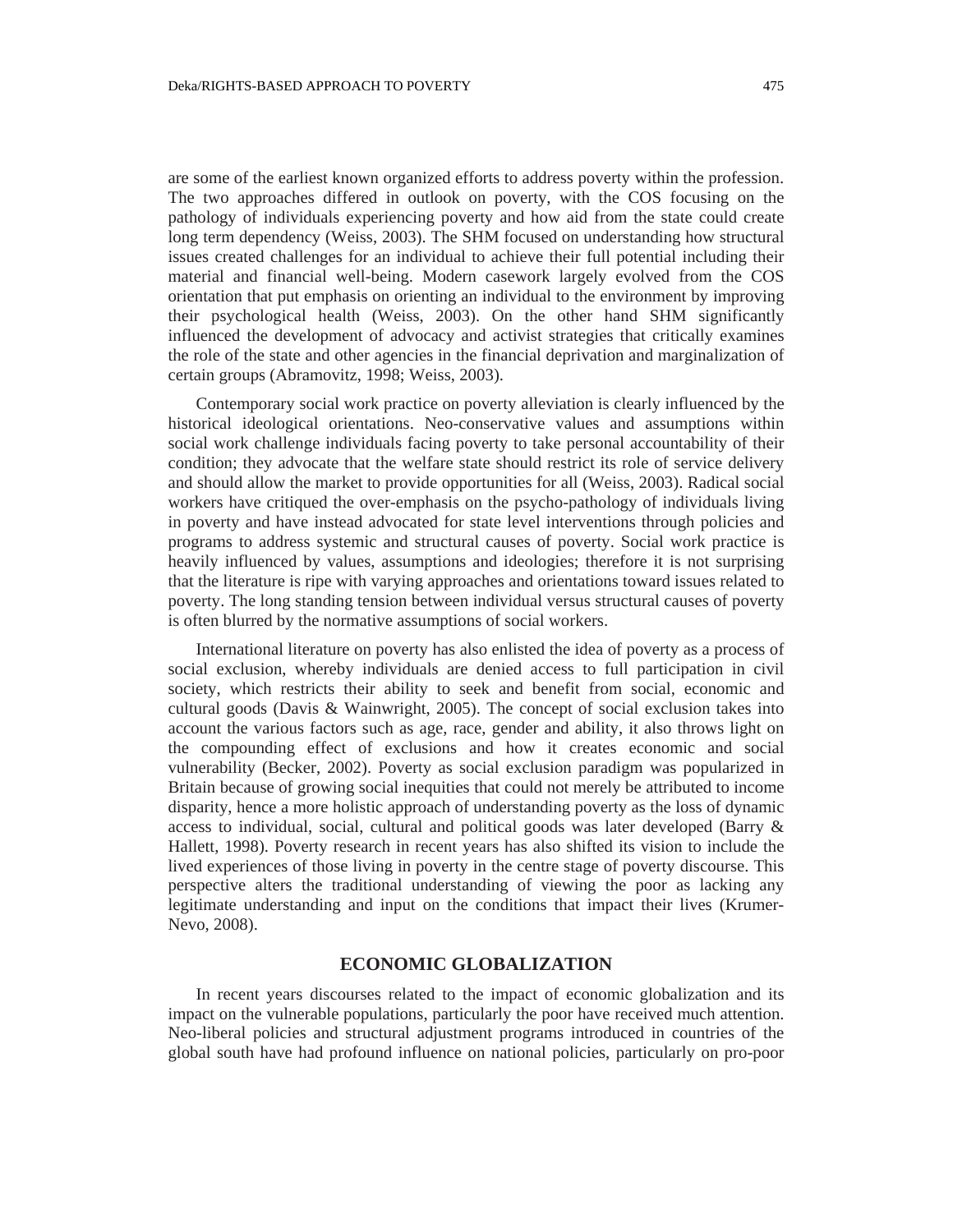are some of the earliest known organized efforts to address poverty within the profession. The two approaches differed in outlook on poverty, with the COS focusing on the pathology of individuals experiencing poverty and how aid from the state could create long term dependency (Weiss, 2003). The SHM focused on understanding how structural issues created challenges for an individual to achieve their full potential including their material and financial well-being. Modern casework largely evolved from the COS orientation that put emphasis on orienting an individual to the environment by improving their psychological health (Weiss, 2003). On the other hand SHM significantly influenced the development of advocacy and activist strategies that critically examines the role of the state and other agencies in the financial deprivation and marginalization of certain groups (Abramovitz, 1998; Weiss, 2003).

Contemporary social work practice on poverty alleviation is clearly influenced by the historical ideological orientations. Neo-conservative values and assumptions within social work challenge individuals facing poverty to take personal accountability of their condition; they advocate that the welfare state should restrict its role of service delivery and should allow the market to provide opportunities for all (Weiss, 2003). Radical social workers have critiqued the over-emphasis on the psycho-pathology of individuals living in poverty and have instead advocated for state level interventions through policies and programs to address systemic and structural causes of poverty. Social work practice is heavily influenced by values, assumptions and ideologies; therefore it is not surprising that the literature is ripe with varying approaches and orientations toward issues related to poverty. The long standing tension between individual versus structural causes of poverty is often blurred by the normative assumptions of social workers.

International literature on poverty has also enlisted the idea of poverty as a process of social exclusion, whereby individuals are denied access to full participation in civil society, which restricts their ability to seek and benefit from social, economic and cultural goods (Davis & Wainwright, 2005). The concept of social exclusion takes into account the various factors such as age, race, gender and ability, it also throws light on the compounding effect of exclusions and how it creates economic and social vulnerability (Becker, 2002). Poverty as social exclusion paradigm was popularized in Britain because of growing social inequities that could not merely be attributed to income disparity, hence a more holistic approach of understanding poverty as the loss of dynamic access to individual, social, cultural and political goods was later developed (Barry & Hallett, 1998). Poverty research in recent years has also shifted its vision to include the lived experiences of those living in poverty in the centre stage of poverty discourse. This perspective alters the traditional understanding of viewing the poor as lacking any legitimate understanding and input on the conditions that impact their lives (Krumer-Nevo, 2008).

## ECONOMIC GLOBALIZATION

In recent years discourses related to the impact of economic globalization and its impact on the vulnerable populations, particularly the poor have received much attention. Neo-liberal policies and structural adjustment programs introduced in countries of the global south have had profound influence on national policies, particularly on pro-poor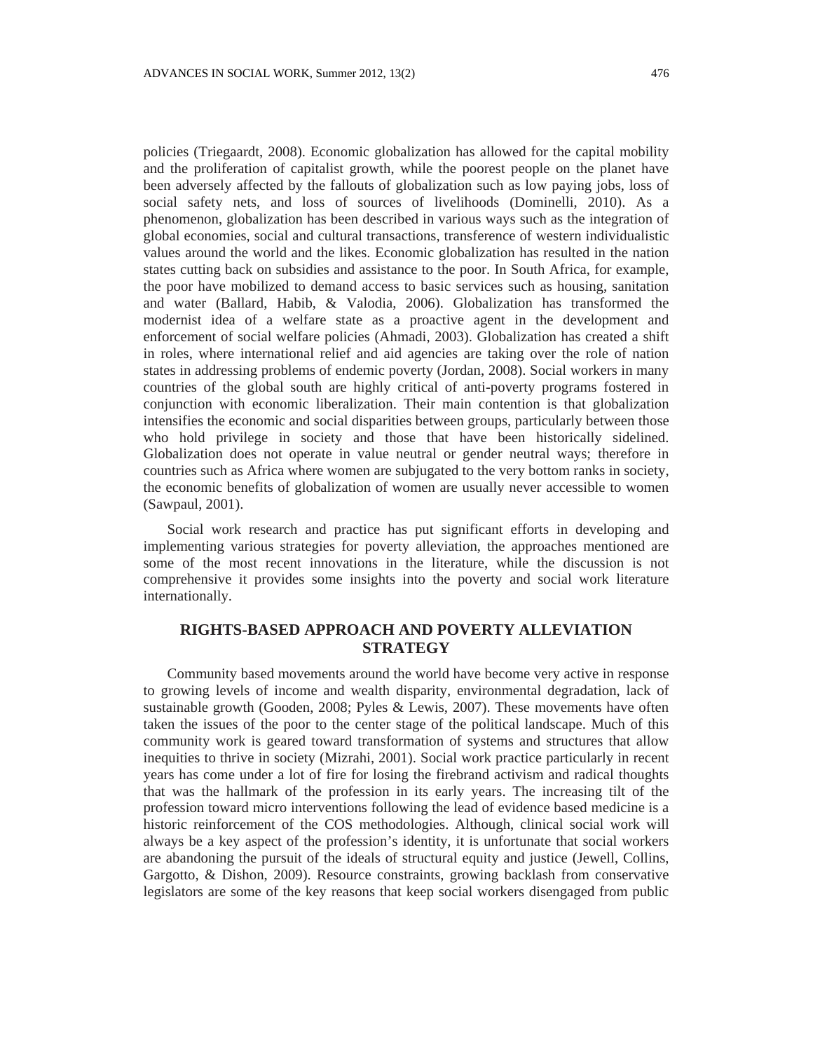policies (Triegaardt, 2008). Economic globalization has allowed for the capital mobility and the proliferation of capitalist growth, while the poorest people on the planet have been adversely affected by the fallouts of globalization such as low paying jobs, loss of social safety nets, and loss of sources of livelihoods (Dominelli, 2010). As a phenomenon, globalization has been described in various ways such as the integration of global economies, social and cultural transactions, transference of western individualistic values around the world and the likes. Economic globalization has resulted in the nation states cutting back on subsidies and assistance to the poor. In South Africa, for example, the poor have mobilized to demand access to basic services such as housing, sanitation and water (Ballard, Habib, & Valodia, 2006). Globalization has transformed the modernist idea of a welfare state as a proactive agent in the development and enforcement of social welfare policies (Ahmadi, 2003). Globalization has created a shift in roles, where international relief and aid agencies are taking over the role of nation states in addressing problems of endemic poverty (Jordan, 2008). Social workers in many countries of the global south are highly critical of anti-poverty programs fostered in conjunction with economic liberalization. Their main contention is that globalization intensifies the economic and social disparities between groups, particularly between those who hold privilege in society and those that have been historically sidelined. Globalization does not operate in value neutral or gender neutral ways; therefore in countries such as Africa where women are subjugated to the very bottom ranks in society, the economic benefits of globalization of women are usually never accessible to women (Sawpaul, 2001).

Social work research and practice has put significant efforts in developing and implementing various strategies for poverty alleviation, the approaches mentioned are some of the most recent innovations in the literature, while the discussion is not comprehensive it provides some insights into the poverty and social work literature internationally.

## RIGHTS-BASED APPROACH AND POVERTY ALLEVIATION STRATEGY

Community based movements around the world have become very active in response to growing levels of income and wealth disparity, environmental degradation, lack of sustainable growth (Gooden, 2008; Pyles & Lewis, 2007). These movements have often taken the issues of the poor to the center stage of the political landscape. Much of this community work is geared toward transformation of systems and structures that allow inequities to thrive in society (Mizrahi, 2001). Social work practice particularly in recent years has come under a lot of fire for losing the firebrand activism and radical thoughts that was the hallmark of the profession in its early years. The increasing tilt of the profession toward micro interventions following the lead of evidence based medicine is a historic reinforcement of the COS methodologies. Although, clinical social work will always be a key aspect of the profession's identity, it is unfortunate that social workers are abandoning the pursuit of the ideals of structural equity and justice (Jewell, Collins, Gargotto, & Dishon, 2009). Resource constraints, growing backlash from conservative legislators are some of the key reasons that keep social workers disengaged from public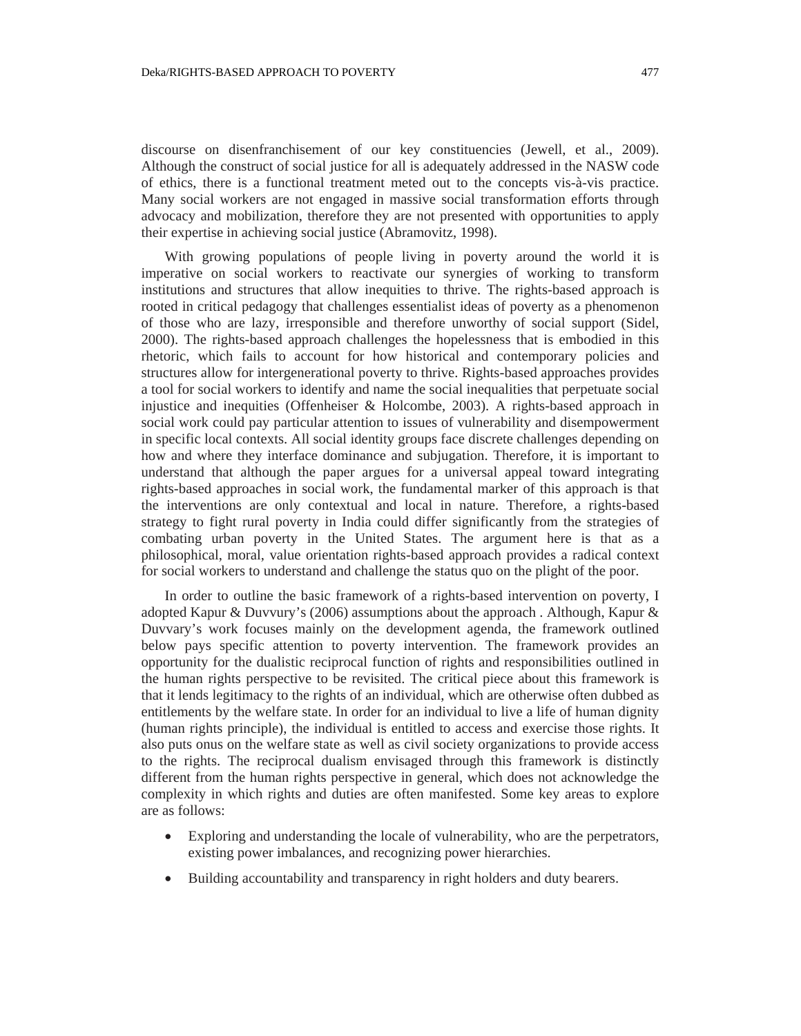discourse on disenfranchisement of our key constituencies (Jewell, et al., 2009). Although the construct of social justice for all is adequately addressed in the NASW code of ethics, there is a functional treatment meted out to the concepts vis-à-vis practice. Many social workers are not engaged in massive social transformation efforts through advocacy and mobilization, therefore they are not presented with opportunities to apply their expertise in achieving social justice (Abramovitz, 1998).

With growing populations of people living in poverty around the world it is imperative on social workers to reactivate our synergies of working to transform institutions and structures that allow inequities to thrive. The rights-based approach is rooted in critical pedagogy that challenges essentialist ideas of poverty as a phenomenon of those who are lazy, irresponsible and therefore unworthy of social support (Sidel, 2000). The rights-based approach challenges the hopelessness that is embodied in this rhetoric, which fails to account for how historical and contemporary policies and structures allow for intergenerational poverty to thrive. Rights-based approaches provides a tool for social workers to identify and name the social inequalities that perpetuate social injustice and inequities (Offenheiser & Holcombe, 2003). A rights-based approach in social work could pay particular attention to issues of vulnerability and disempowerment in specific local contexts. All social identity groups face discrete challenges depending on how and where they interface dominance and subjugation. Therefore, it is important to understand that although the paper argues for a universal appeal toward integrating rights-based approaches in social work, the fundamental marker of this approach is that the interventions are only contextual and local in nature. Therefore, a rights-based strategy to fight rural poverty in India could differ significantly from the strategies of combating urban poverty in the United States. The argument here is that as a philosophical, moral, value orientation rights-based approach provides a radical context for social workers to understand and challenge the status quo on the plight of the poor.

In order to outline the basic framework of a rights-based intervention on poverty, I adopted Kapur & Duvvury's (2006) assumptions about the approach . Although, Kapur & Duvvary's work focuses mainly on the development agenda, the framework outlined below pays specific attention to poverty intervention. The framework provides an opportunity for the dualistic reciprocal function of rights and responsibilities outlined in the human rights perspective to be revisited. The critical piece about this framework is that it lends legitimacy to the rights of an individual, which are otherwise often dubbed as entitlements by the welfare state. In order for an individual to live a life of human dignity (human rights principle), the individual is entitled to access and exercise those rights. It also puts onus on the welfare state as well as civil society organizations to provide access to the rights. The reciprocal dualism envisaged through this framework is distinctly different from the human rights perspective in general, which does not acknowledge the complexity in which rights and duties are often manifested. Some key areas to explore are as follows:

- Exploring and understanding the locale of vulnerability, who are the perpetrators, existing power imbalances, and recognizing power hierarchies.
- Building accountability and transparency in right holders and duty bearers.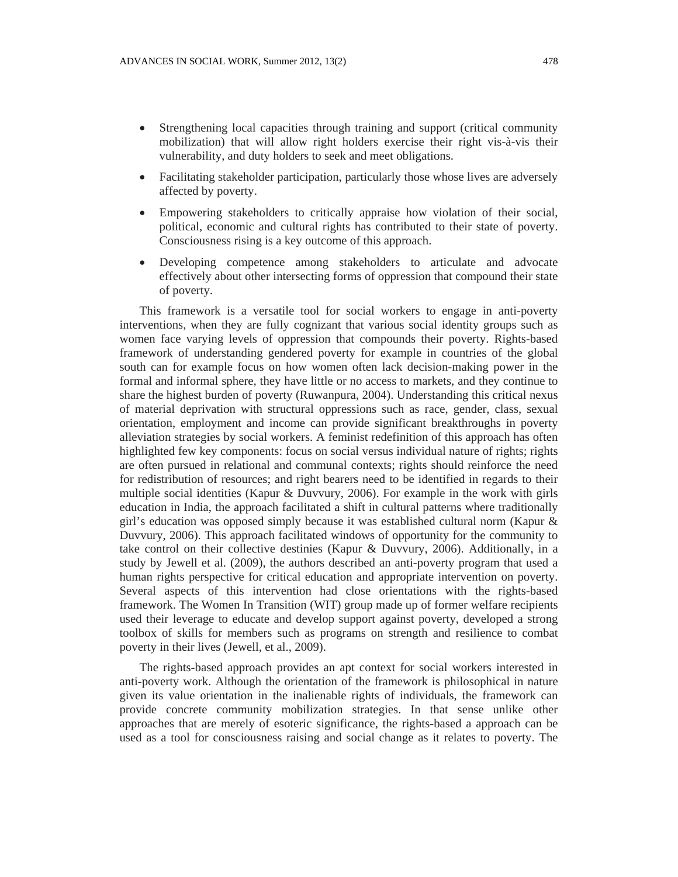- Strengthening local capacities through training and support (critical community mobilization) that will allow right holders exercise their right vis-à-vis their vulnerability, and duty holders to seek and meet obligations.
- Facilitating stakeholder participation, particularly those whose lives are adversely affected by poverty.
- Empowering stakeholders to critically appraise how violation of their social, political, economic and cultural rights has contributed to their state of poverty. Consciousness rising is a key outcome of this approach.
- Developing competence among stakeholders to articulate and advocate effectively about other intersecting forms of oppression that compound their state of poverty.

This framework is a versatile tool for social workers to engage in anti-poverty interventions, when they are fully cognizant that various social identity groups such as women face varying levels of oppression that compounds their poverty. Rights-based framework of understanding gendered poverty for example in countries of the global south can for example focus on how women often lack decision-making power in the formal and informal sphere, they have little or no access to markets, and they continue to share the highest burden of poverty (Ruwanpura, 2004). Understanding this critical nexus of material deprivation with structural oppressions such as race, gender, class, sexual orientation, employment and income can provide significant breakthroughs in poverty alleviation strategies by social workers. A feminist redefinition of this approach has often highlighted few key components: focus on social versus individual nature of rights; rights are often pursued in relational and communal contexts; rights should reinforce the need for redistribution of resources; and right bearers need to be identified in regards to their multiple social identities (Kapur & Duvvury, 2006). For example in the work with girls education in India, the approach facilitated a shift in cultural patterns where traditionally girl's education was opposed simply because it was established cultural norm (Kapur & Duvvury, 2006). This approach facilitated windows of opportunity for the community to take control on their collective destinies (Kapur & Duvvury, 2006). Additionally, in a study by Jewell et al. (2009), the authors described an anti-poverty program that used a human rights perspective for critical education and appropriate intervention on poverty. Several aspects of this intervention had close orientations with the rights-based framework. The Women In Transition (WIT) group made up of former welfare recipients used their leverage to educate and develop support against poverty, developed a strong toolbox of skills for members such as programs on strength and resilience to combat poverty in their lives (Jewell, et al., 2009).

The rights-based approach provides an apt context for social workers interested in anti-poverty work. Although the orientation of the framework is philosophical in nature given its value orientation in the inalienable rights of individuals, the framework can provide concrete community mobilization strategies. In that sense unlike other approaches that are merely of esoteric significance, the rights-based a approach can be used as a tool for consciousness raising and social change as it relates to poverty. The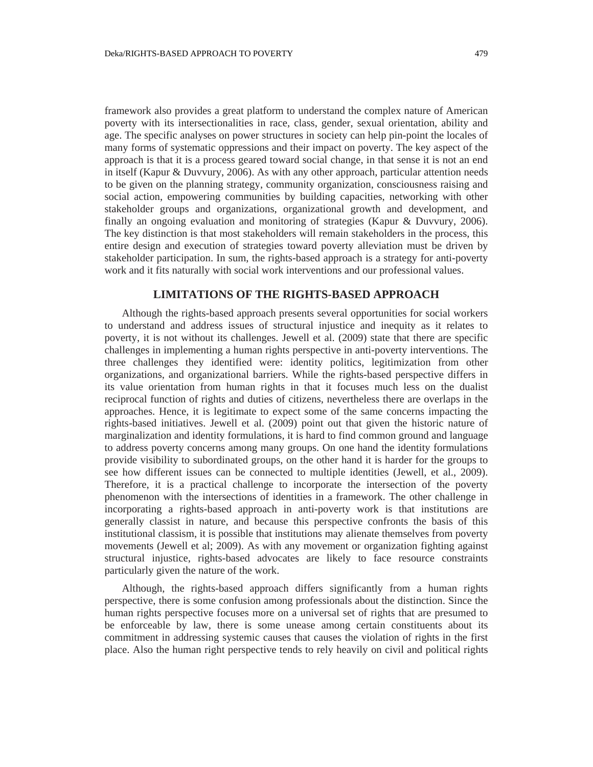framework also provides a great platform to understand the complex nature of American poverty with its intersectionalities in race, class, gender, sexual orientation, ability and age. The specific analyses on power structures in society can help pin-point the locales of many forms of systematic oppressions and their impact on poverty. The key aspect of the approach is that it is a process geared toward social change, in that sense it is not an end in itself (Kapur & Duvvury, 2006). As with any other approach, particular attention needs to be given on the planning strategy, community organization, consciousness raising and social action, empowering communities by building capacities, networking with other stakeholder groups and organizations, organizational growth and development, and finally an ongoing evaluation and monitoring of strategies (Kapur & Duvvury, 2006). The key distinction is that most stakeholders will remain stakeholders in the process, this entire design and execution of strategies toward poverty alleviation must be driven by stakeholder participation. In sum, the rights-based approach is a strategy for anti-poverty work and it fits naturally with social work interventions and our professional values.

## LIMITATIONS OF THE RIGHTS-BASED APPROACH

Although the rights-based approach presents several opportunities for social workers to understand and address issues of structural injustice and inequity as it relates to poverty, it is not without its challenges. Jewell et al. (2009) state that there are specific challenges in implementing a human rights perspective in anti-poverty interventions. The three challenges they identified were: identity politics, legitimization from other organizations, and organizational barriers. While the rights-based perspective differs in its value orientation from human rights in that it focuses much less on the dualist reciprocal function of rights and duties of citizens, nevertheless there are overlaps in the approaches. Hence, it is legitimate to expect some of the same concerns impacting the rights-based initiatives. Jewell et al. (2009) point out that given the historic nature of marginalization and identity formulations, it is hard to find common ground and language to address poverty concerns among many groups. On one hand the identity formulations provide visibility to subordinated groups, on the other hand it is harder for the groups to see how different issues can be connected to multiple identities (Jewell, et al., 2009). Therefore, it is a practical challenge to incorporate the intersection of the poverty phenomenon with the intersections of identities in a framework. The other challenge in incorporating a rights-based approach in anti-poverty work is that institutions are generally classist in nature, and because this perspective confronts the basis of this institutional classism, it is possible that institutions may alienate themselves from poverty movements (Jewell et al; 2009). As with any movement or organization fighting against structural injustice, rights-based advocates are likely to face resource constraints particularly given the nature of the work.

Although, the rights-based approach differs significantly from a human rights perspective, there is some confusion among professionals about the distinction. Since the human rights perspective focuses more on a universal set of rights that are presumed to be enforceable by law, there is some unease among certain constituents about its commitment in addressing systemic causes that causes the violation of rights in the first place. Also the human right perspective tends to rely heavily on civil and political rights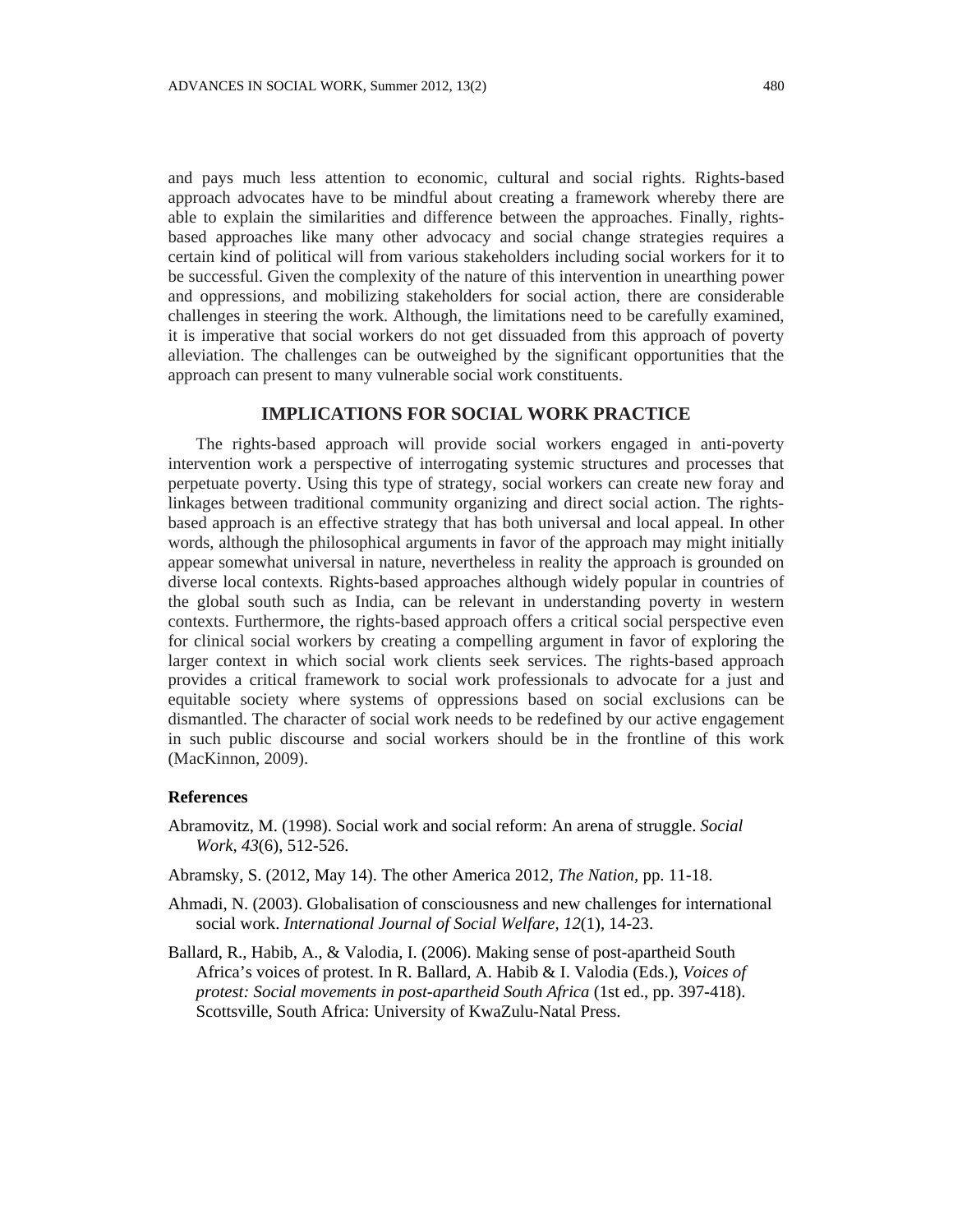and pays much less attention to economic, cultural and social rights. Rights-based approach advocates have to be mindful about creating a framework whereby there are able to explain the similarities and difference between the approaches. Finally, rights-based approaches like many other advocacy and social change strategies requires a certain kind of political will from various stakeholders including social workers for it to be successful. Given the complexity of the nature of this intervention in unearthing power and oppressions, and mobilizing stakeholders for social action, there are considerable challenges in steering the work. Although, the limitations need to be carefully examined, it is imperative that social workers do not get dissuaded from this approach of poverty alleviation. The challenges can be outweighed by the significant opportunities that the approach can present to many vulnerable social work constituents.

## IMPLICATIONS FOR SOCIAL WORK PRACTICE

The rights-based approach will provide social workers engaged in anti-poverty intervention work a perspective of interrogating systemic structures and processes that perpetuate poverty. Using this type of strategy, social workers can create new foray and linkages between traditional community organizing and direct social action. The rights-based approach is an effective strategy that has both universal and local appeal. In other words, although the philosophical arguments in favor of the approach may might initially appear somewhat universal in nature, nevertheless in reality the approach is grounded on diverse local contexts. Rights-based approaches although widely popular in countries of the global south such as India, can be relevant in understanding poverty in western contexts. Furthermore, the rights-based approach offers a critical social perspective even for clinical social workers by creating a compelling argument in favor of exploring the larger context in which social work clients seek services. The rights-based approach provides a critical framework to social work professionals to advocate for a just and equitable society where systems of oppressions based on social exclusions can be dismantled. The character of social work needs to be redefined by our active engagement in such public discourse and social workers should be in the frontline of this work (MacKinnon, 2009).

### References

Abramovitz, M. (1998). Social work and social reform: An arena of struggle. *Social Work, 43*(6), 512-526.

Abramsky, S. (2012, May 14). The other America 2012, *The Nation,* pp. 11-18.

Ahmadi, N. (2003). Globalisation of consciousness and new challenges for international social work. *International Journal of Social Welfare, 12*(1), 14-23.

Ballard, R., Habib, A., & Valodia, I. (2006). Making sense of post-apartheid South Africa's voices of protest. In R. Ballard, A. Habib & I. Valodia (Eds.), *Voices of protest: Social movements in post-apartheid South Africa* (1st ed., pp. 397-418). Scottsville, South Africa: University of KwaZulu-Natal Press.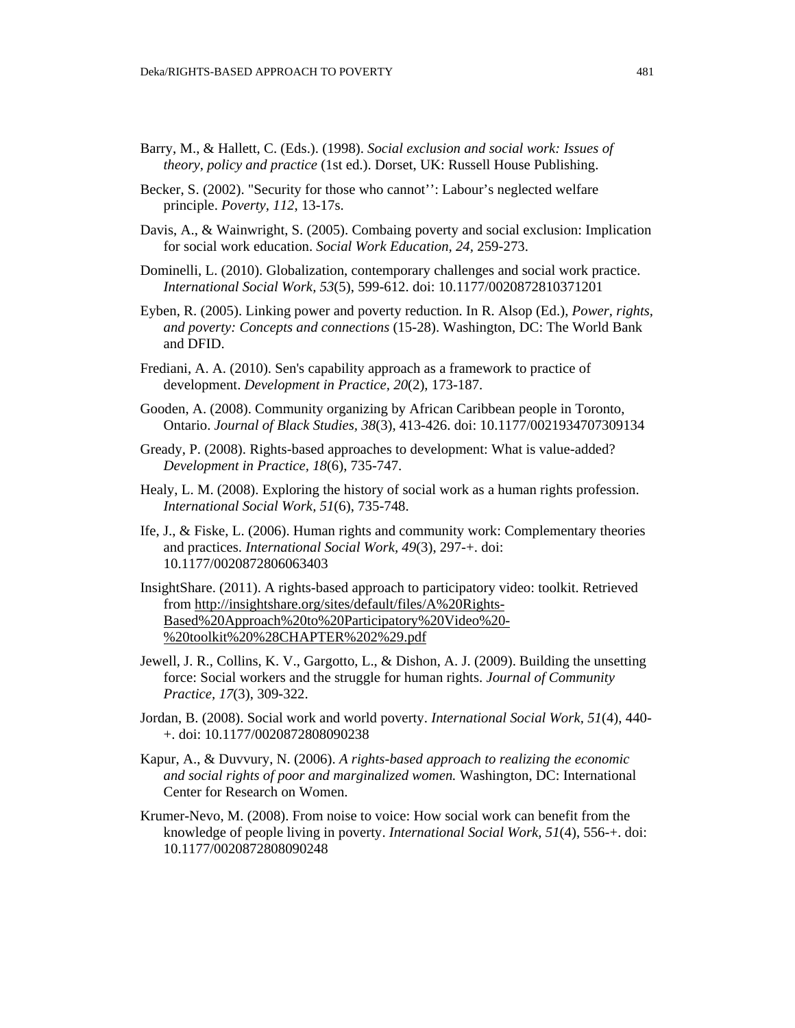Barry, M., & Hallett, C. (Eds.). (1998). *Social exclusion and social work: Issues of theory, policy and practice* (1st ed.). Dorset, UK: Russell House Publishing.

Becker, S. (2002). "Security for those who cannot'': Labour's neglected welfare principle. *Poverty, 112*, 13-17s.

Davis, A., & Wainwright, S. (2005). Combaing poverty and social exclusion: Implication for social work education. *Social Work Education, 24*, 259-273.

Dominelli, L. (2010). Globalization, contemporary challenges and social work practice. *International Social Work, 53*(5), 599-612. doi: 10.1177/0020872810371201

Eyben, R. (2005). Linking power and poverty reduction. In R. Alsop (Ed.), *Power, rights, and poverty: Concepts and connections* (15-28). Washington, DC: The World Bank and DFID.

Frediani, A. A. (2010). Sen's capability approach as a framework to practice of development. *Development in Practice, 20*(2), 173-187.

Gooden, A. (2008). Community organizing by African Caribbean people in Toronto, Ontario. *Journal of Black Studies, 38*(3), 413-426. doi: 10.1177/0021934707309134

Gready, P. (2008). Rights-based approaches to development: What is value-added? *Development in Practice, 18*(6), 735-747.

Healy, L. M. (2008). Exploring the history of social work as a human rights profession. *International Social Work, 51*(6), 735-748.

Ife, J., & Fiske, L. (2006). Human rights and community work: Complementary theories and practices. *International Social Work, 49*(3), 297-+. doi: 10.1177/0020872806063403

InsightShare. (2011). A rights-based approach to participatory video: toolkit. Retrieved from http://insightshare.org/sites/default/files/A%20Rights-Based%20Approach%20to%20Participatory%20Video%20-%20toolkit%20%28CHAPTER%202%29.pdf

Jewell, J. R., Collins, K. V., Gargotto, L., & Dishon, A. J. (2009). Building the unsetting force: Social workers and the struggle for human rights. *Journal of Community Practice, 17*(3), 309-322.

Jordan, B. (2008). Social work and world poverty. *International Social Work, 51*(4), 440-+. doi: 10.1177/0020872808090238

Kapur, A., & Duvvury, N. (2006). *A rights-based approach to realizing the economic and social rights of poor and marginalized women.* Washington, DC: International Center for Research on Women.

Krumer-Nevo, M. (2008). From noise to voice: How social work can benefit from the knowledge of people living in poverty. *International Social Work, 51*(4), 556-+. doi: 10.1177/0020872808090248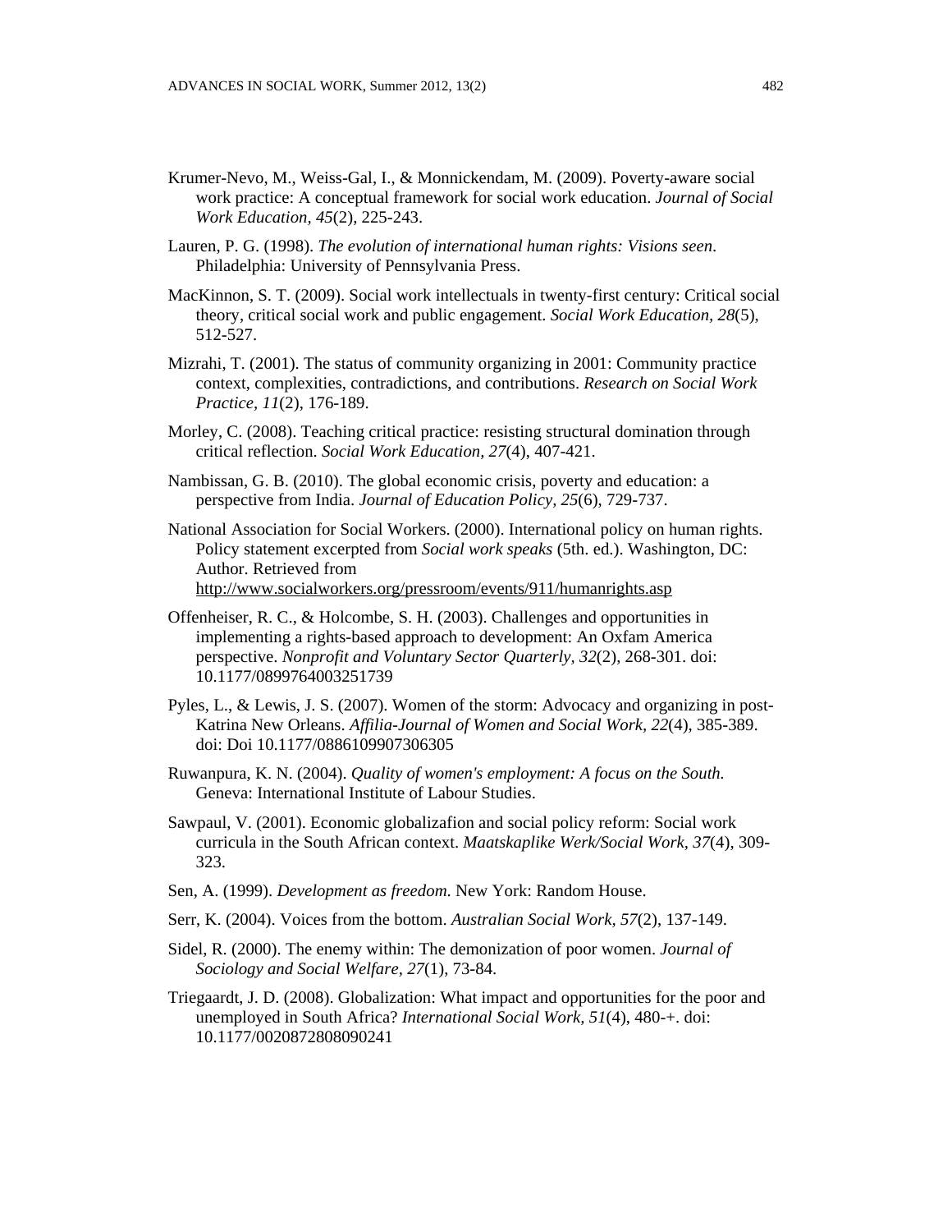Krumer-Nevo, M., Weiss-Gal, I., & Monnickendam, M. (2009). Poverty-aware social work practice: A conceptual framework for social work education. *Journal of Social Work Education, 45*(2), 225-243.

Lauren, P. G. (1998). *The evolution of international human rights: Visions seen*. Philadelphia: University of Pennsylvania Press.

MacKinnon, S. T. (2009). Social work intellectuals in twenty-first century: Critical social theory, critical social work and public engagement. *Social Work Education, 28*(5), 512-527.

Mizrahi, T. (2001). The status of community organizing in 2001: Community practice context, complexities, contradictions, and contributions. *Research on Social Work Practice, 11*(2), 176-189.

Morley, C. (2008). Teaching critical practice: resisting structural domination through critical reflection. *Social Work Education, 27*(4), 407-421.

Nambissan, G. B. (2010). The global economic crisis, poverty and education: a perspective from India. *Journal of Education Policy, 25*(6), 729-737.

National Association for Social Workers. (2000). International policy on human rights. Policy statement excerpted from *Social work speaks* (5th. ed.). Washington, DC: Author. Retrieved from http://www.socialworkers.org/pressroom/events/911/humanrights.asp

Offenheiser, R. C., & Holcombe, S. H. (2003). Challenges and opportunities in implementing a rights-based approach to development: An Oxfam America perspective. *Nonprofit and Voluntary Sector Quarterly, 32*(2), 268-301. doi: 10.1177/0899764003251739

Pyles, L., & Lewis, J. S. (2007). Women of the storm: Advocacy and organizing in post-Katrina New Orleans. *Affilia-Journal of Women and Social Work, 22*(4), 385-389. doi: Doi 10.1177/0886109907306305

Ruwanpura, K. N. (2004). *Quality of women's employment: A focus on the South.* Geneva: International Institute of Labour Studies.

Sawpaul, V. (2001). Economic globalizafion and social policy reform: Social work curricula in the South African context. *Maatskaplike Werk/Social Work, 37*(4), 309-323.

Sen, A. (1999). *Development as freedom.* New York: Random House.

Serr, K. (2004). Voices from the bottom. *Australian Social Work, 57*(2), 137-149.

Sidel, R. (2000). The enemy within: The demonization of poor women. *Journal of Sociology and Social Welfare, 27*(1), 73-84.

Triegaardt, J. D. (2008). Globalization: What impact and opportunities for the poor and unemployed in South Africa? *International Social Work, 51*(4), 480-+. doi: 10.1177/0020872808090241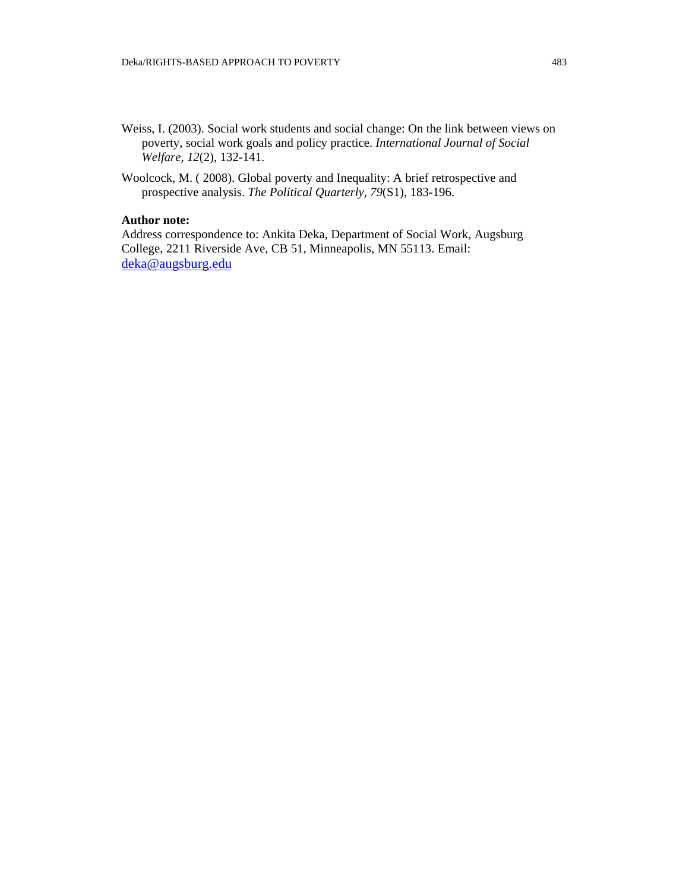Weiss, I. (2003). Social work students and social change: On the link between views on poverty, social work goals and policy practice. *International Journal of Social Welfare, 12*(2), 132-141.

Woolcock, M. ( 2008). Global poverty and Inequality: A brief retrospective and prospective analysis. *The Political Quarterly*, *79*(S1), 183-196.

**Author note:**

Address correspondence to: Ankita Deka, Department of Social Work, Augsburg College, 2211 Riverside Ave, CB 51, Minneapolis, MN 55113. Email: deka@augsburg.edu